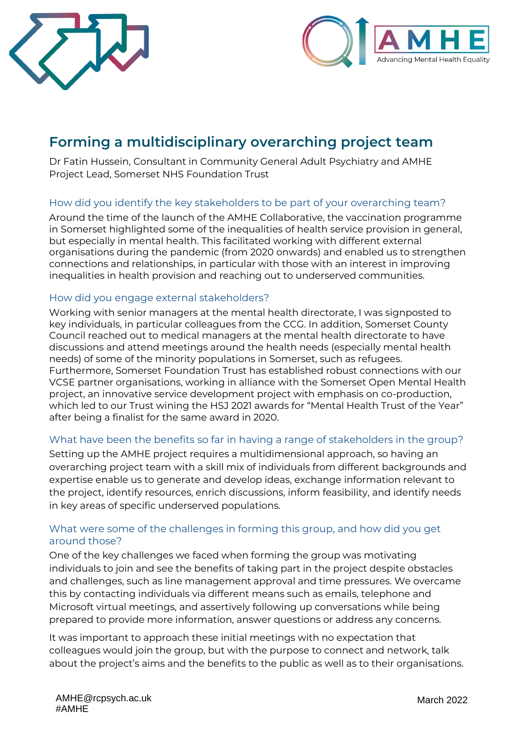# Forming a multidisciplinary overarching project team

Dr Fatin Hussein, Consultant in Community General Adult Psychiatry and AMHE Project Lead, Somerset NHS Foundation Trust

## How did you identify the key stakeholders to be part of your overarching team?

Around the time of the launch of the AMHE Collaborative, the vaccination programme in Somerset highlighted some of the inequalities of health service provision in general, but especially in mental health. This facilitated working with different external organisations during the pandemic (from 2020 onwards) and enabled us to strengthen connections and relationships, in particular with those with an interest in improving inequalities in health provision and reaching out to underserved communities.

## How did you engage external stakeholders?

Working with senior managers at the mental health directorate, I was signposted to key individuals, in particular colleagues from the CCG. In addition, Somerset County Council reached out to medical managers at the mental health directorate to have discussions and attend meetings around the health needs (especially mental health needs) of some of the minority populations in Somerset, such as refugees. Furthermore, Somerset Foundation Trust has established robust connections with our VCSE partner organisations, working in alliance with the Somerset Open Mental Health project, an innovative service development project with emphasis on co-production, which led to our Trust wining the HSJ 2021 awards for "Mental Health Trust of the Year" after being a finalist for the same award in 2020.

## What have been the benefits so far in having a range of stakeholders in the group?

Setting up the AMHE project requires a multidimensional approach, so having an overarching project team with a skill mix of individuals from different backgrounds and expertise enable us to generate and develop ideas, exchange information relevant to the project, identify resources, enrich discussions, inform feasibility, and identify needs in key areas of specific underserved populations.

## What were some of the challenges in forming this group, and how did you get around those?

One of the key challenges we faced when forming the group was motivating individuals to join and see the benefits of taking part in the project despite obstacles and challenges, such as line management approval and time pressures. We overcame this by contacting individuals via different means such as emails, telephone and Microsoft virtual meetings, and assertively following up conversations while being prepared to provide more information, answer questions or address any concerns.

It was important to approach these initial meetings with no expectation that colleagues would join the group, but with the purpose to connect and network, talk about the project's aims and the benefits to the public as well as to their organisations.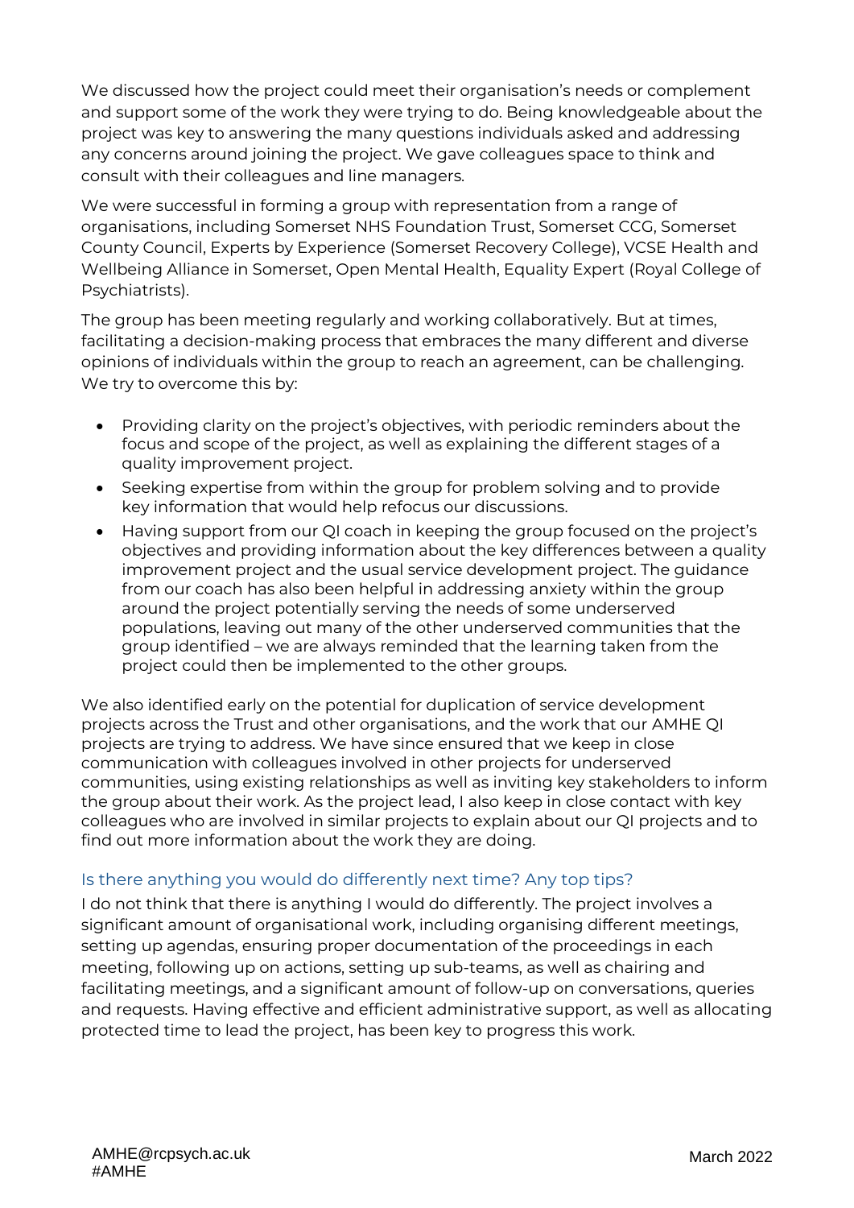We discussed how the project could meet their organisation's needs or complement and support some of the work they were trying to do. Being knowledgeable about the project was key to answering the many questions individuals asked and addressing any concerns around joining the project. We gave colleagues space to think and consult with their colleagues and line managers.

We were successful in forming a group with representation from a range of organisations, including Somerset NHS Foundation Trust, Somerset CCG, Somerset County Council, Experts by Experience (Somerset Recovery College), VCSE Health and Wellbeing Alliance in Somerset, Open Mental Health, Equality Expert (Royal College of Psychiatrists).

The group has been meeting regularly and working collaboratively. But at times, facilitating a decision-making process that embraces the many different and diverse opinions of individuals within the group to reach an agreement, can be challenging. We try to overcome this by:

- Providing clarity on the project's objectives, with periodic reminders about the focus and scope of the project, as well as explaining the different stages of a quality improvement project.
- Seeking expertise from within the group for problem solving and to provide key information that would help refocus our discussions.
- Having support from our QI coach in keeping the group focused on the project's objectives and providing information about the key differences between a quality improvement project and the usual service development project. The guidance from our coach has also been helpful in addressing anxiety within the group around the project potentially serving the needs of some underserved populations, leaving out many of the other underserved communities that the group identified – we are always reminded that the learning taken from the project could then be implemented to the other groups.

We also identified early on the potential for duplication of service development projects across the Trust and other organisations, and the work that our AMHE QI projects are trying to address. We have since ensured that we keep in close communication with colleagues involved in other projects for underserved communities, using existing relationships as well as inviting key stakeholders to inform the group about their work. As the project lead, I also keep in close contact with key colleagues who are involved in similar projects to explain about our QI projects and to find out more information about the work they are doing.

## Is there anything you would do differently next time? Any top tips?

I do not think that there is anything I would do differently. The project involves a significant amount of organisational work, including organising different meetings, setting up agendas, ensuring proper documentation of the proceedings in each meeting, following up on actions, setting up sub-teams, as well as chairing and facilitating meetings, and a significant amount of follow-up on conversations, queries and requests. Having effective and efficient administrative support, as well as allocating protected time to lead the project, has been key to progress this work.